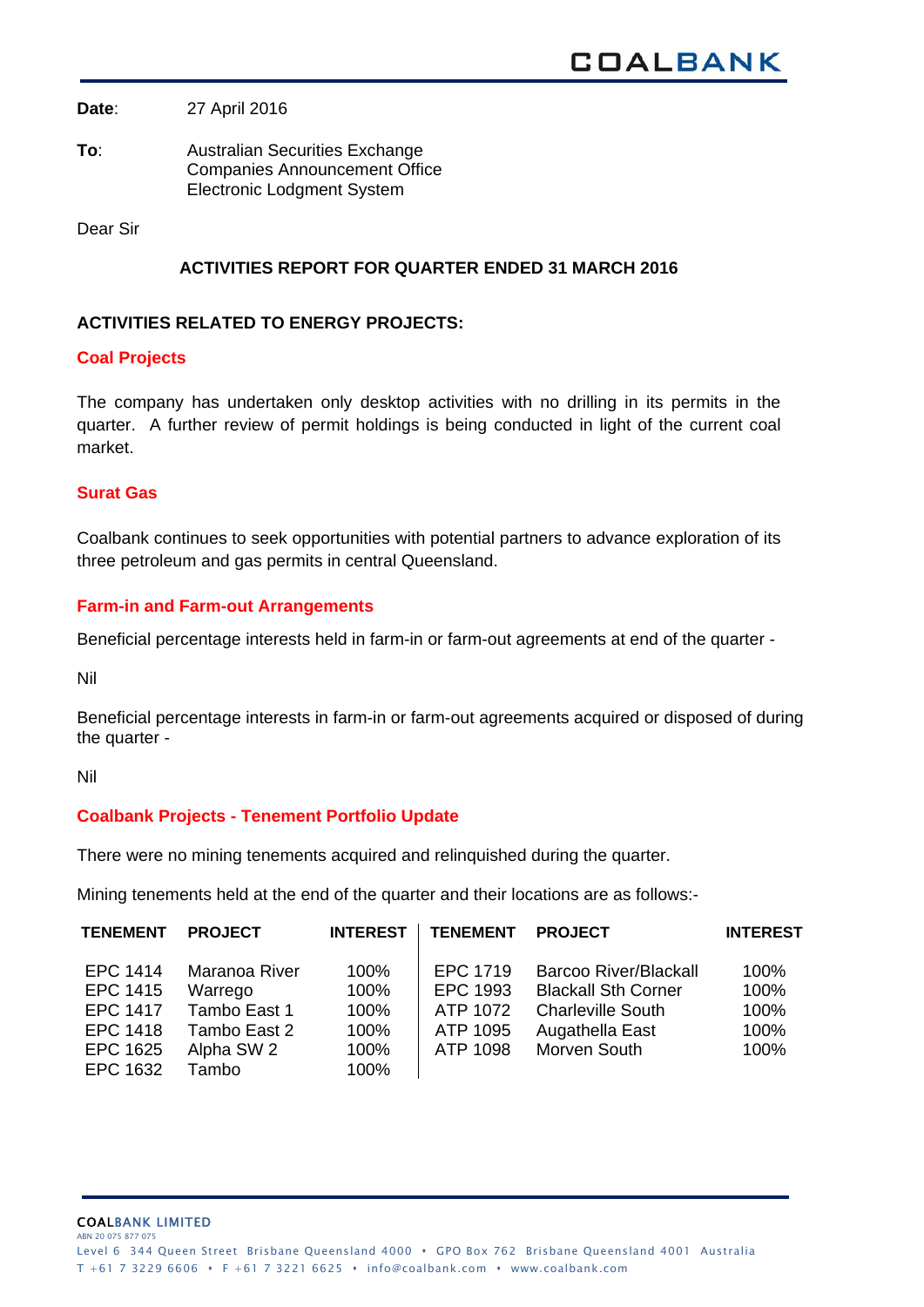**Date**: 27 April 2016

**To**: Australian Securities Exchange
Companies Announcement Office
Electronic Lodgment System

Dear Sir

## ACTIVITIES REPORT FOR QUARTER ENDED 31 MARCH 2016

### ACTIVITIES RELATED TO ENERGY PROJECTS:

**Coal Projects**

The company has undertaken only desktop activities with no drilling in its permits in the quarter. A further review of permit holdings is being conducted in light of the current coal market.

**Surat Gas**

Coalbank continues to seek opportunities with potential partners to advance exploration of its three petroleum and gas permits in central Queensland.

**Farm-in and Farm-out Arrangements**

Beneficial percentage interests held in farm-in or farm-out agreements at end of the quarter -

Nil

Beneficial percentage interests in farm-in or farm-out agreements acquired or disposed of during the quarter -

Nil

**Coalbank Projects - Tenement Portfolio Update**

There were no mining tenements acquired and relinquished during the quarter.

Mining tenements held at the end of the quarter and their locations are as follows:-

| TENEMENT | PROJECT | INTEREST | TENEMENT | PROJECT | INTEREST |
|---|---|---|---|---|---|
| EPC 1414 | Maranoa River | 100% | EPC 1719 | Barcoo River/Blackall | 100% |
| EPC 1415 | Warrego | 100% | EPC 1993 | Blackall Sth Corner | 100% |
| EPC 1417 | Tambo East 1 | 100% | ATP 1072 | Charleville South | 100% |
| EPC 1418 | Tambo East 2 | 100% | ATP 1095 | Augathella East | 100% |
| EPC 1625 | Alpha SW 2 | 100% | ATP 1098 | Morven South | 100% |
| EPC 1632 | Tambo | 100% | | | |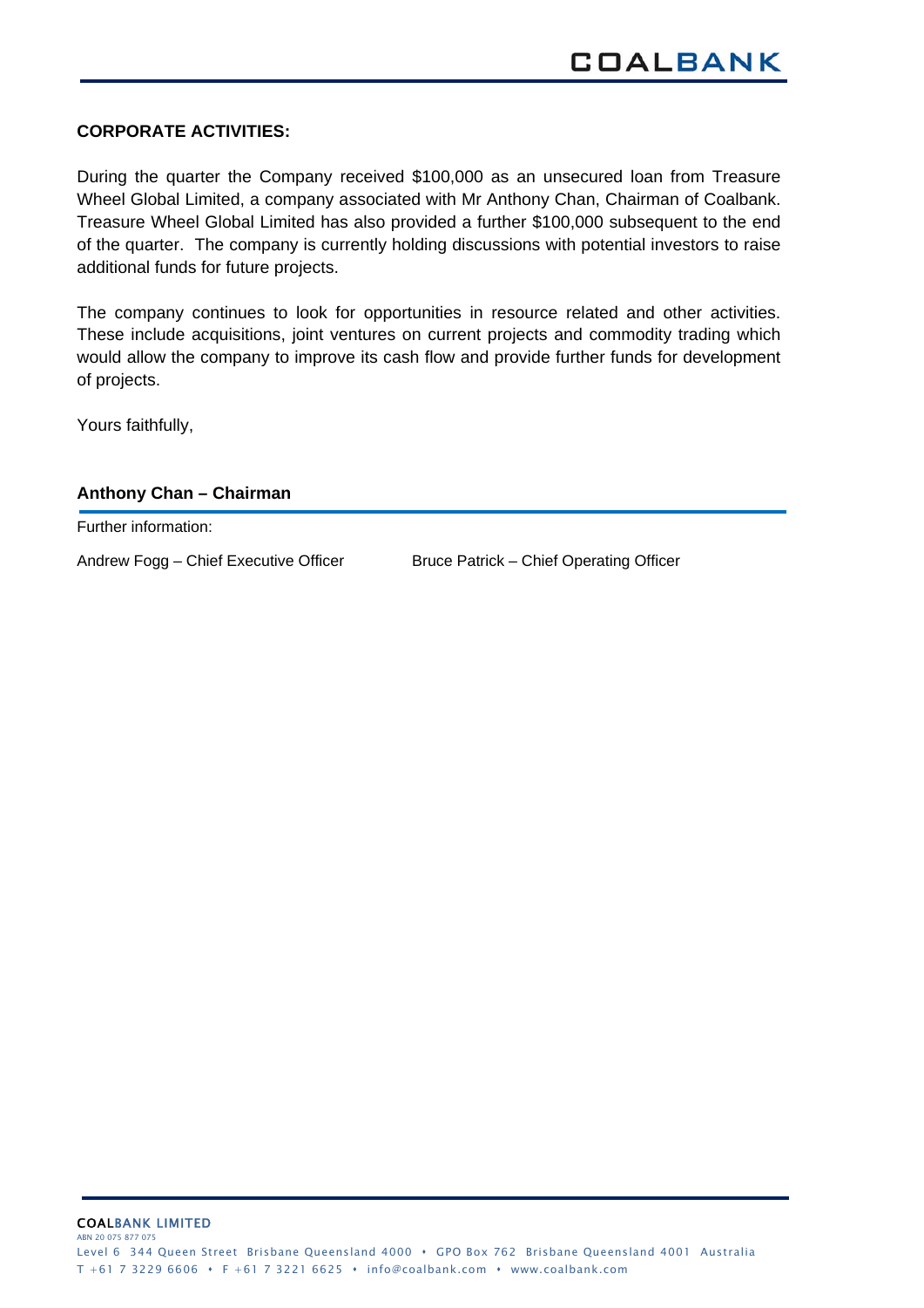**CORPORATE ACTIVITIES:**

During the quarter the Company received $100,000 as an unsecured loan from Treasure Wheel Global Limited, a company associated with Mr Anthony Chan, Chairman of Coalbank. Treasure Wheel Global Limited has also provided a further $100,000 subsequent to the end of the quarter. The company is currently holding discussions with potential investors to raise additional funds for future projects.

The company continues to look for opportunities in resource related and other activities. These include acquisitions, joint ventures on current projects and commodity trading which would allow the company to improve its cash flow and provide further funds for development of projects.

Yours faithfully,

**Anthony Chan – Chairman**

Further information:

Andrew Fogg – Chief Executive Officer

Bruce Patrick – Chief Operating Officer